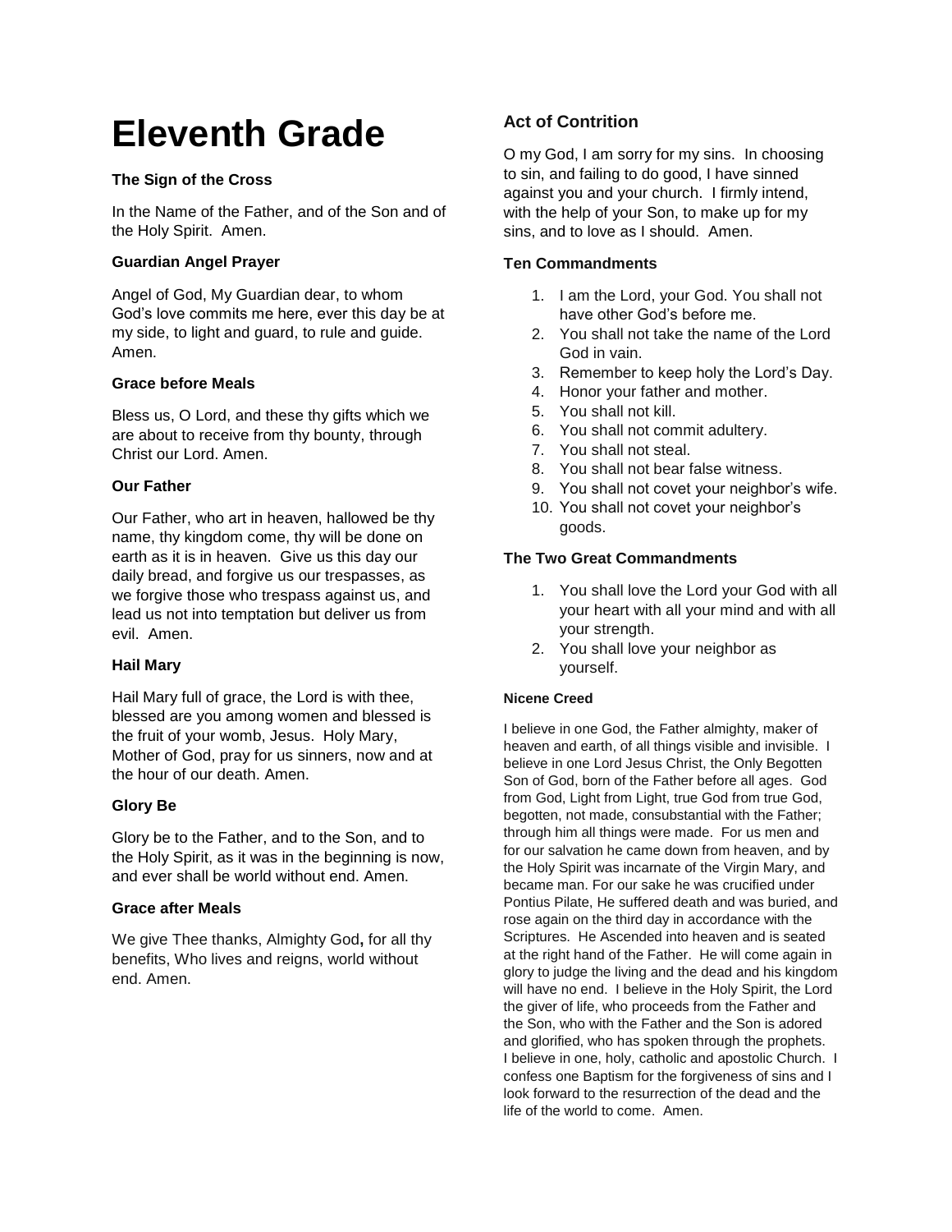# Eleventh Grade

### The Sign of the Cross

In the Name of the Father, and of the Son and of the Holy Spirit. Amen.

### Guardian Angel Prayer

Angel of God, My Guardian dear, to whom God's love commits me here, ever this day be at my side, to light and guard, to rule and guide. Amen.

### Grace before Meals

Bless us, O Lord, and these thy gifts which we are about to receive from thy bounty, through Christ our Lord. Amen.

### Our Father

Our Father, who art in heaven, hallowed be thy name, thy kingdom come, thy will be done on earth as it is in heaven. Give us this day our daily bread, and forgive us our trespasses, as we forgive those who trespass against us, and lead us not into temptation but deliver us from evil. Amen.

### Hail Mary

Hail Mary full of grace, the Lord is with thee, blessed are you among women and blessed is the fruit of your womb, Jesus. Holy Mary, Mother of God, pray for us sinners, now and at the hour of our death. Amen.

### Glory Be

Glory be to the Father, and to the Son, and to the Holy Spirit, as it was in the beginning is now, and ever shall be world without end. Amen.

### Grace after Meals

We give Thee thanks, Almighty God**,** for all thy benefits, Who lives and reigns, world without end. Amen.

## Act of Contrition

O my God, I am sorry for my sins. In choosing to sin, and failing to do good, I have sinned against you and your church. I firmly intend, with the help of your Son, to make up for my sins, and to love as I should. Amen.

### Ten Commandments

1. I am the Lord, your God. You shall not have other God's before me.
2. You shall not take the name of the Lord God in vain.
3. Remember to keep holy the Lord's Day.
4. Honor your father and mother.
5. You shall not kill.
6. You shall not commit adultery.
7. You shall not steal.
8. You shall not bear false witness.
9. You shall not covet your neighbor's wife.
10. You shall not covet your neighbor's goods.

### The Two Great Commandments

1. You shall love the Lord your God with all your heart with all your mind and with all your strength.
2. You shall love your neighbor as yourself.

#### Nicene Creed

I believe in one God, the Father almighty, maker of heaven and earth, of all things visible and invisible. I believe in one Lord Jesus Christ, the Only Begotten Son of God, born of the Father before all ages. God from God, Light from Light, true God from true God, begotten, not made, consubstantial with the Father; through him all things were made. For us men and for our salvation he came down from heaven, and by the Holy Spirit was incarnate of the Virgin Mary, and became man. For our sake he was crucified under Pontius Pilate, He suffered death and was buried, and rose again on the third day in accordance with the Scriptures. He Ascended into heaven and is seated at the right hand of the Father. He will come again in glory to judge the living and the dead and his kingdom will have no end. I believe in the Holy Spirit, the Lord the giver of life, who proceeds from the Father and the Son, who with the Father and the Son is adored and glorified, who has spoken through the prophets. I believe in one, holy, catholic and apostolic Church. I confess one Baptism for the forgiveness of sins and I look forward to the resurrection of the dead and the life of the world to come. Amen.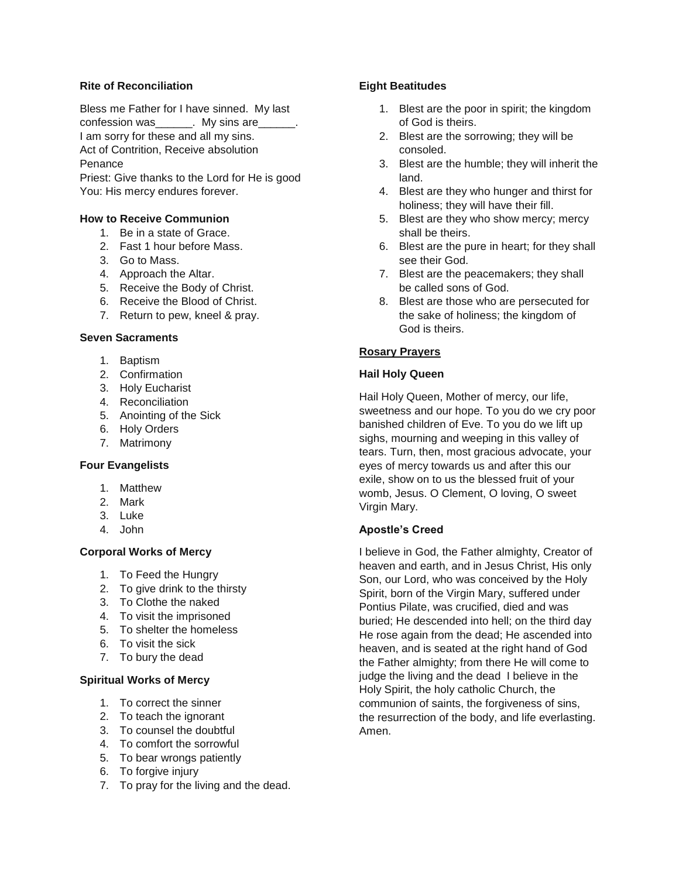### Rite of Reconciliation

Bless me Father for I have sinned. My last confession was______. My sins are______.
I am sorry for these and all my sins.
Act of Contrition, Receive absolution
Penance
Priest: Give thanks to the Lord for He is good
You: His mercy endures forever.

### How to Receive Communion

1. Be in a state of Grace.
2. Fast 1 hour before Mass.
3. Go to Mass.
4. Approach the Altar.
5. Receive the Body of Christ.
6. Receive the Blood of Christ.
7. Return to pew, kneel & pray.

### Seven Sacraments

1. Baptism
2. Confirmation
3. Holy Eucharist
4. Reconciliation
5. Anointing of the Sick
6. Holy Orders
7. Matrimony

### Four Evangelists

1. Matthew
2. Mark
3. Luke
4. John

### Corporal Works of Mercy

1. To Feed the Hungry
2. To give drink to the thirsty
3. To Clothe the naked
4. To visit the imprisoned
5. To shelter the homeless
6. To visit the sick
7. To bury the dead

### Spiritual Works of Mercy

1. To correct the sinner
2. To teach the ignorant
3. To counsel the doubtful
4. To comfort the sorrowful
5. To bear wrongs patiently
6. To forgive injury
7. To pray for the living and the dead.

### Eight Beatitudes

1. Blest are the poor in spirit; the kingdom of God is theirs.
2. Blest are the sorrowing; they will be consoled.
3. Blest are the humble; they will inherit the land.
4. Blest are they who hunger and thirst for holiness; they will have their fill.
5. Blest are they who show mercy; mercy shall be theirs.
6. Blest are the pure in heart; for they shall see their God.
7. Blest are the peacemakers; they shall be called sons of God.
8. Blest are those who are persecuted for the sake of holiness; the kingdom of God is theirs.

## Rosary Prayers

### Hail Holy Queen

Hail Holy Queen, Mother of mercy, our life, sweetness and our hope. To you do we cry poor banished children of Eve. To you do we lift up sighs, mourning and weeping in this valley of tears. Turn, then, most gracious advocate, your eyes of mercy towards us and after this our exile, show on to us the blessed fruit of your womb, Jesus. O Clement, O loving, O sweet Virgin Mary.

### Apostle's Creed

I believe in God, the Father almighty, Creator of heaven and earth, and in Jesus Christ, His only Son, our Lord, who was conceived by the Holy Spirit, born of the Virgin Mary, suffered under Pontius Pilate, was crucified, died and was buried; He descended into hell; on the third day He rose again from the dead; He ascended into heaven, and is seated at the right hand of God the Father almighty; from there He will come to judge the living and the dead I believe in the Holy Spirit, the holy catholic Church, the communion of saints, the forgiveness of sins, the resurrection of the body, and life everlasting. Amen.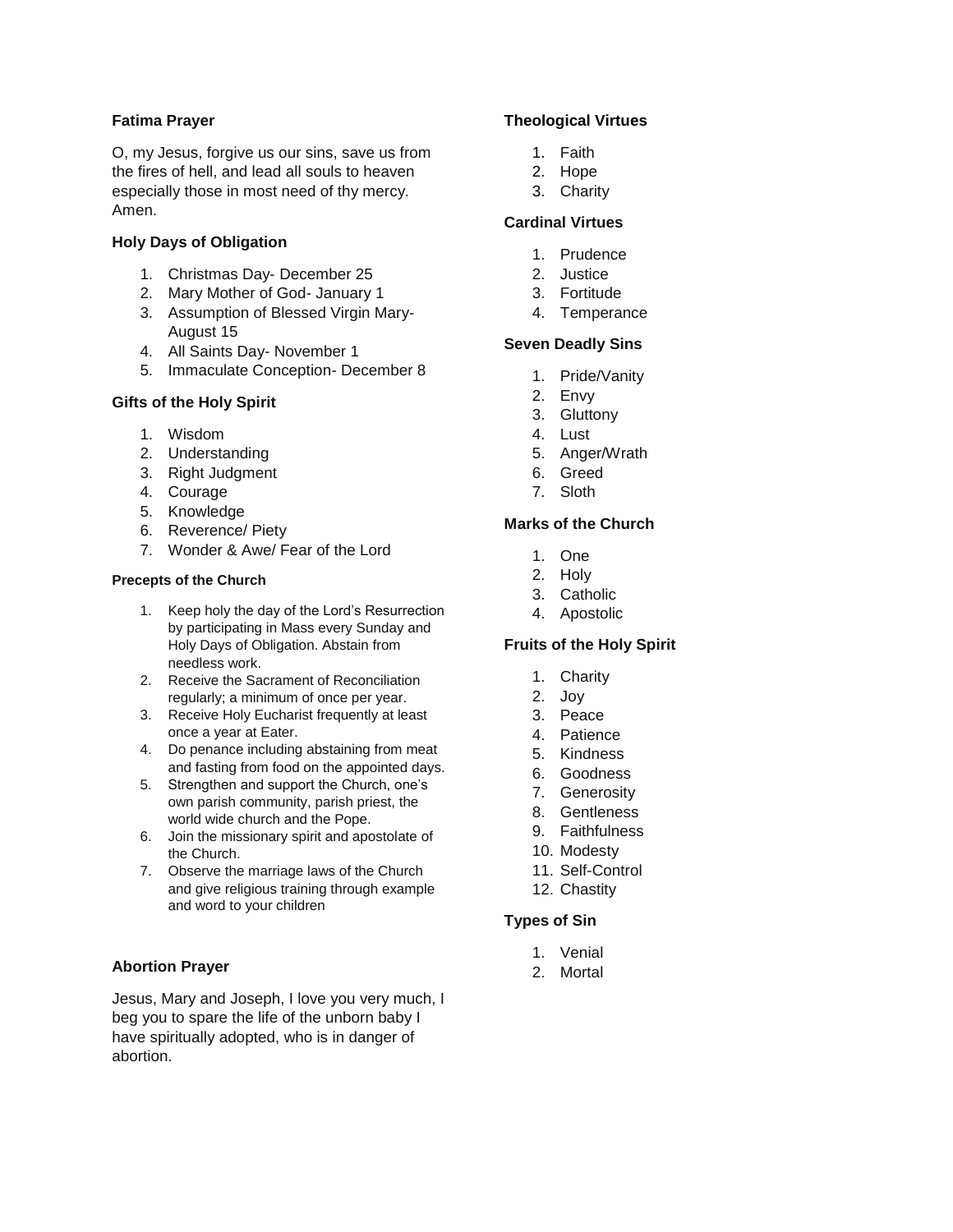**Fatima Prayer**

O, my Jesus, forgive us our sins, save us from the fires of hell, and lead all souls to heaven especially those in most need of thy mercy. Amen.

**Holy Days of Obligation**

1. Christmas Day- December 25
2. Mary Mother of God- January 1
3. Assumption of Blessed Virgin Mary- August 15
4. All Saints Day- November 1
5. Immaculate Conception- December 8

**Gifts of the Holy Spirit**

1. Wisdom
2. Understanding
3. Right Judgment
4. Courage
5. Knowledge
6. Reverence/ Piety
7. Wonder & Awe/ Fear of the Lord

**Precepts of the Church**

1. Keep holy the day of the Lord's Resurrection by participating in Mass every Sunday and Holy Days of Obligation. Abstain from needless work.
2. Receive the Sacrament of Reconciliation regularly; a minimum of once per year.
3. Receive Holy Eucharist frequently at least once a year at Eater.
4. Do penance including abstaining from meat and fasting from food on the appointed days.
5. Strengthen and support the Church, one's own parish community, parish priest, the world wide church and the Pope.
6. Join the missionary spirit and apostolate of the Church.
7. Observe the marriage laws of the Church and give religious training through example and word to your children

**Abortion Prayer**

Jesus, Mary and Joseph, I love you very much, I beg you to spare the life of the unborn baby I have spiritually adopted, who is in danger of abortion.

**Theological Virtues**

1. Faith
2. Hope
3. Charity

**Cardinal Virtues**

1. Prudence
2. Justice
3. Fortitude
4. Temperance

**Seven Deadly Sins**

1. Pride/Vanity
2. Envy
3. Gluttony
4. Lust
5. Anger/Wrath
6. Greed
7. Sloth

**Marks of the Church**

1. One
2. Holy
3. Catholic
4. Apostolic

**Fruits of the Holy Spirit**

1. Charity
2. Joy
3. Peace
4. Patience
5. Kindness
6. Goodness
7. Generosity
8. Gentleness
9. Faithfulness
10. Modesty
11. Self-Control
12. Chastity

**Types of Sin**

1. Venial
2. Mortal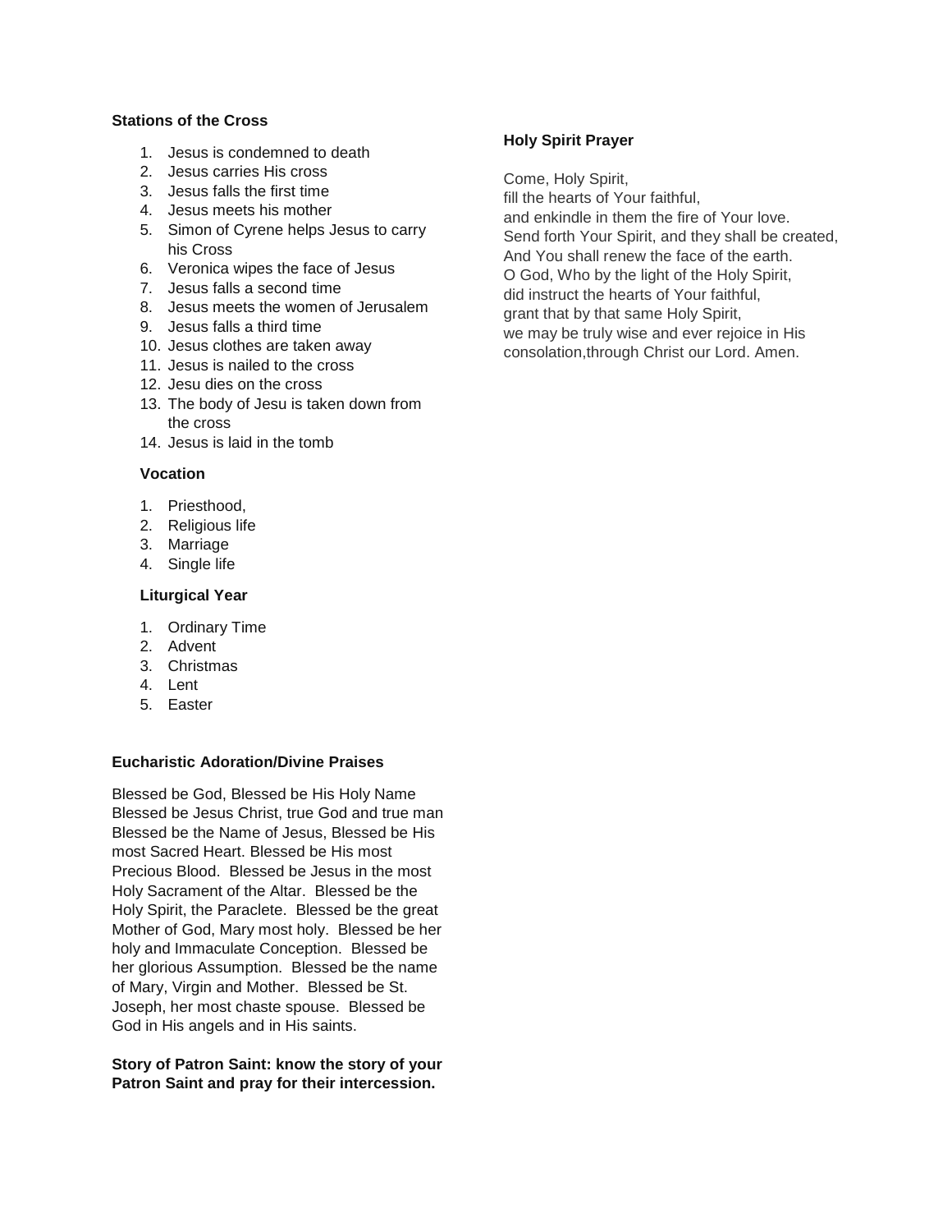**Stations of the Cross**

1. Jesus is condemned to death
2. Jesus carries His cross
3. Jesus falls the first time
4. Jesus meets his mother
5. Simon of Cyrene helps Jesus to carry his Cross
6. Veronica wipes the face of Jesus
7. Jesus falls a second time
8. Jesus meets the women of Jerusalem
9. Jesus falls a third time
10. Jesus clothes are taken away
11. Jesus is nailed to the cross
12. Jesu dies on the cross
13. The body of Jesu is taken down from the cross
14. Jesus is laid in the tomb

**Vocation**

1. Priesthood,
2. Religious life
3. Marriage
4. Single life

**Liturgical Year**

1. Ordinary Time
2. Advent
3. Christmas
4. Lent
5. Easter

**Eucharistic Adoration/Divine Praises**

Blessed be God, Blessed be His Holy Name Blessed be Jesus Christ, true God and true man Blessed be the Name of Jesus, Blessed be His most Sacred Heart. Blessed be His most Precious Blood. Blessed be Jesus in the most Holy Sacrament of the Altar. Blessed be the Holy Spirit, the Paraclete. Blessed be the great Mother of God, Mary most holy. Blessed be her holy and Immaculate Conception. Blessed be her glorious Assumption. Blessed be the name of Mary, Virgin and Mother. Blessed be St. Joseph, her most chaste spouse. Blessed be God in His angels and in His saints.

**Story of Patron Saint: know the story of your Patron Saint and pray for their intercession.**

**Holy Spirit Prayer**

Come, Holy Spirit,
fill the hearts of Your faithful,
and enkindle in them the fire of Your love.
Send forth Your Spirit, and they shall be created,
And You shall renew the face of the earth.
O God, Who by the light of the Holy Spirit,
did instruct the hearts of Your faithful,
grant that by that same Holy Spirit,
we may be truly wise and ever rejoice in His consolation,through Christ our Lord. Amen.